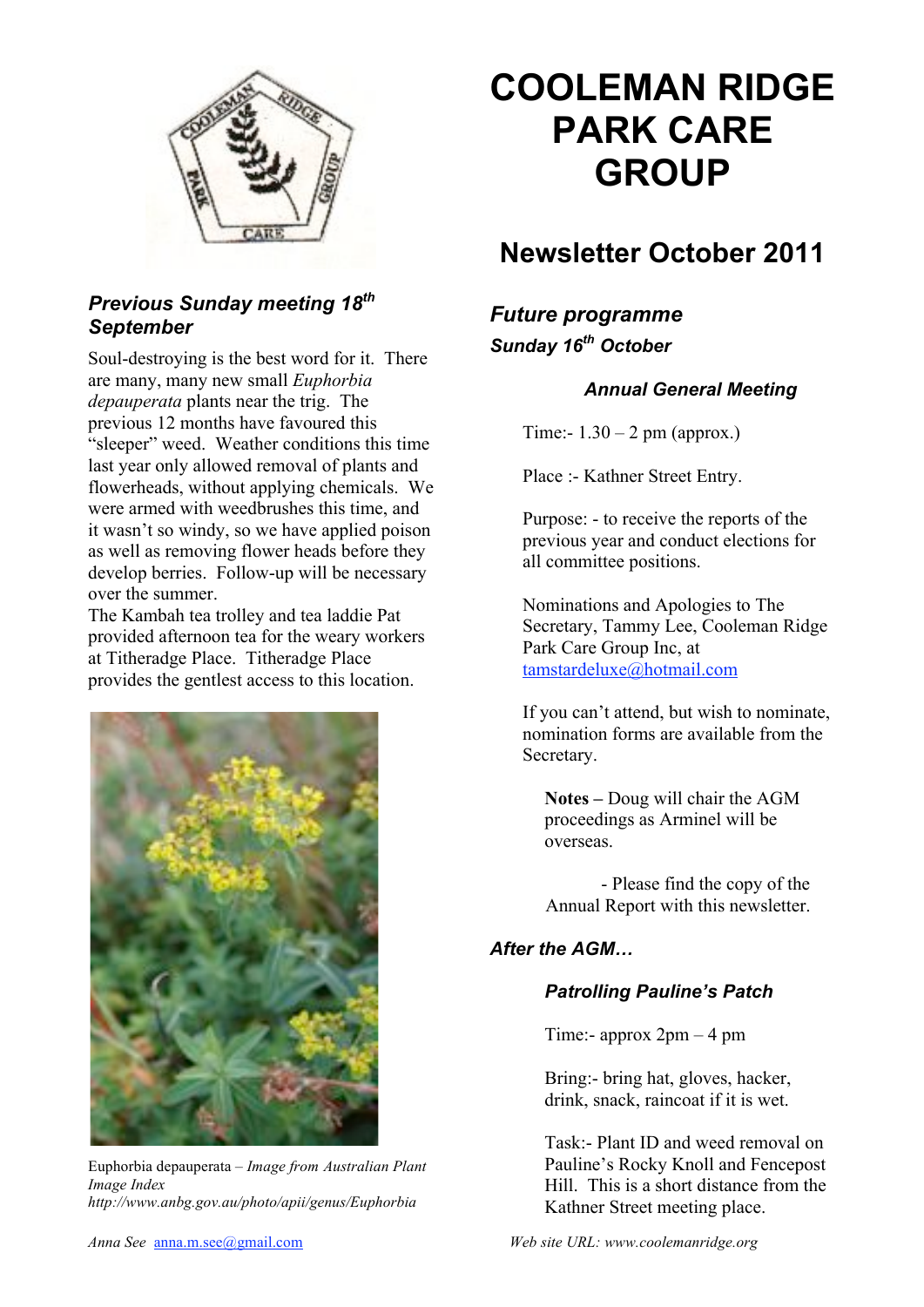# COOLEMAN RIDGE PARK CARE GROUP

## Newsletter October 2011

### *Previous Sunday meeting 18th September*

Soul-destroying is the best word for it. There are many, many new small *Euphorbia depauperata* plants near the trig. The previous 12 months have favoured this "sleeper" weed. Weather conditions this time last year only allowed removal of plants and flowerheads, without applying chemicals. We were armed with weedbrushes this time, and it wasn't so windy, so we have applied poison as well as removing flower heads before they develop berries. Follow-up will be necessary over the summer.

The Kambah tea trolley and tea laddie Pat provided afternoon tea for the weary workers at Titheradge Place. Titheradge Place provides the gentlest access to this location.

Euphorbia depauperata – *Image from Australian Plant Image Index http://www.anbg.gov.au/photo/apii/genus/Euphorbia*

### *Future programme*

#### *Sunday 16th October*

#### *Annual General Meeting*

Time:- 1.30 – 2 pm (approx.)

Place :- Kathner Street Entry.

Purpose: - to receive the reports of the previous year and conduct elections for all committee positions.

Nominations and Apologies to The Secretary, Tammy Lee, Cooleman Ridge Park Care Group Inc, at tamstardeluxe@hotmail.com

If you can't attend, but wish to nominate, nomination forms are available from the Secretary.

**Notes –** Doug will chair the AGM proceedings as Arminel will be overseas.

- Please find the copy of the Annual Report with this newsletter.

#### *After the AGM…*

#### *Patrolling Pauline's Patch*

Time:- approx 2pm – 4 pm

Bring:- bring hat, gloves, hacker, drink, snack, raincoat if it is wet.

Task:- Plant ID and weed removal on Pauline's Rocky Knoll and Fencepost Hill. This is a short distance from the Kathner Street meeting place.

*Anna See* anna.m.see@gmail.com

*Web site URL: www.coolemanridge.org*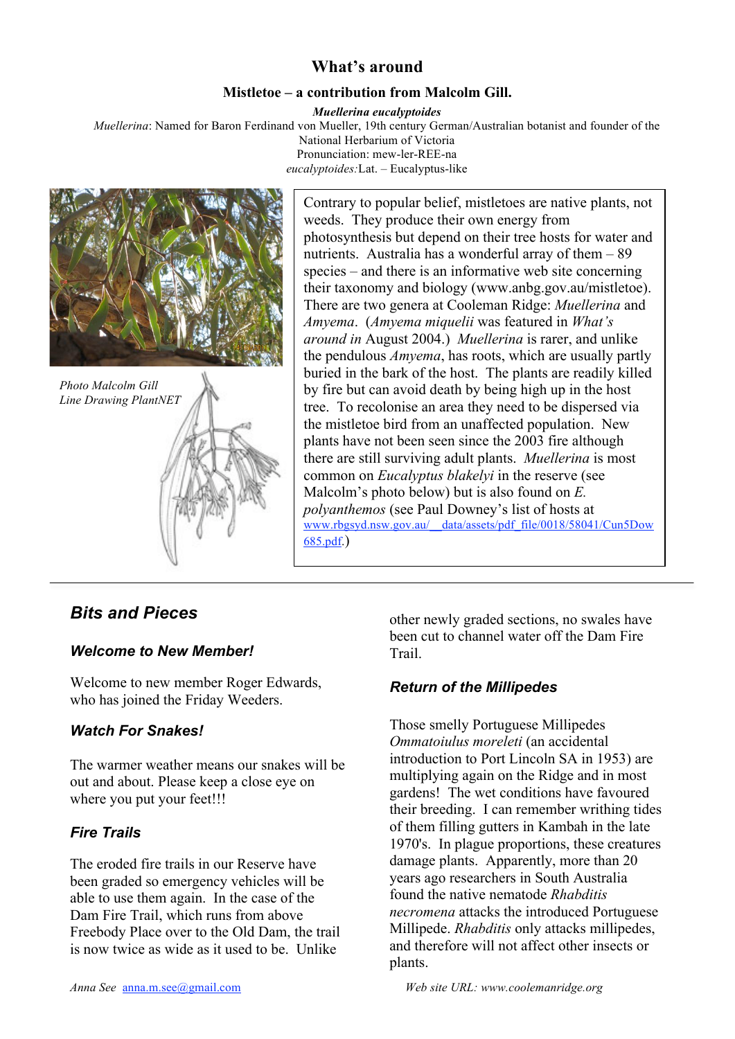# What's around

## Mistletoe – a contribution from Malcolm Gill.

***Muellerina eucalyptoides***

*Muellerina*: Named for Baron Ferdinand von Mueller, 19th century German/Australian botanist and founder of the National Herbarium of Victoria
Pronunciation: mew-ler-REE-na
*eucalyptoides:* Lat. – Eucalyptus-like

*Photo Malcolm Gill*
*Line Drawing PlantNET*

Contrary to popular belief, mistletoes are native plants, not weeds. They produce their own energy from photosynthesis but depend on their tree hosts for water and nutrients. Australia has a wonderful array of them – 89 species – and there is an informative web site concerning their taxonomy and biology (www.anbg.gov.au/mistletoe). There are two genera at Cooleman Ridge: *Muellerina* and *Amyema*. (*Amyema miquelii* was featured in *What's around in* August 2004.) *Muellerina* is rarer, and unlike the pendulous *Amyema*, has roots, which are usually partly buried in the bark of the host. The plants are readily killed by fire but can avoid death by being high up in the host tree. To recolonise an area they need to be dispersed via the mistletoe bird from an unaffected population. New plants have not been seen since the 2003 fire although there are still surviving adult plants. *Muellerina* is most common on *Eucalyptus blakelyi* in the reserve (see Malcolm's photo below) but is also found on *E. polyanthemos* (see Paul Downey's list of hosts at www.rbgsyd.nsw.gov.au/__data/assets/pdf_file/0018/58041/Cun5Dow685.pdf.)

---

## *Bits and Pieces*

### *Welcome to New Member!*

Welcome to new member Roger Edwards, who has joined the Friday Weeders.

### *Watch For Snakes!*

The warmer weather means our snakes will be out and about. Please keep a close eye on where you put your feet!!!

### *Fire Trails*

The eroded fire trails in our Reserve have been graded so emergency vehicles will be able to use them again. In the case of the Dam Fire Trail, which runs from above Freebody Place over to the Old Dam, the trail is now twice as wide as it used to be. Unlike other newly graded sections, no swales have been cut to channel water off the Dam Fire Trail.

### *Return of the Millipedes*

Those smelly Portuguese Millipedes *Ommatoiulus moreleti* (an accidental introduction to Port Lincoln SA in 1953) are multiplying again on the Ridge and in most gardens! The wet conditions have favoured their breeding. I can remember writhing tides of them filling gutters in Kambah in the late 1970's. In plague proportions, these creatures damage plants. Apparently, more than 20 years ago researchers in South Australia found the native nematode *Rhabditis necromena* attacks the introduced Portuguese Millipede. *Rhabditis* only attacks millipedes, and therefore will not affect other insects or plants.

*Anna See* anna.m.see@gmail.com

*Web site URL: www.coolemanridge.org*